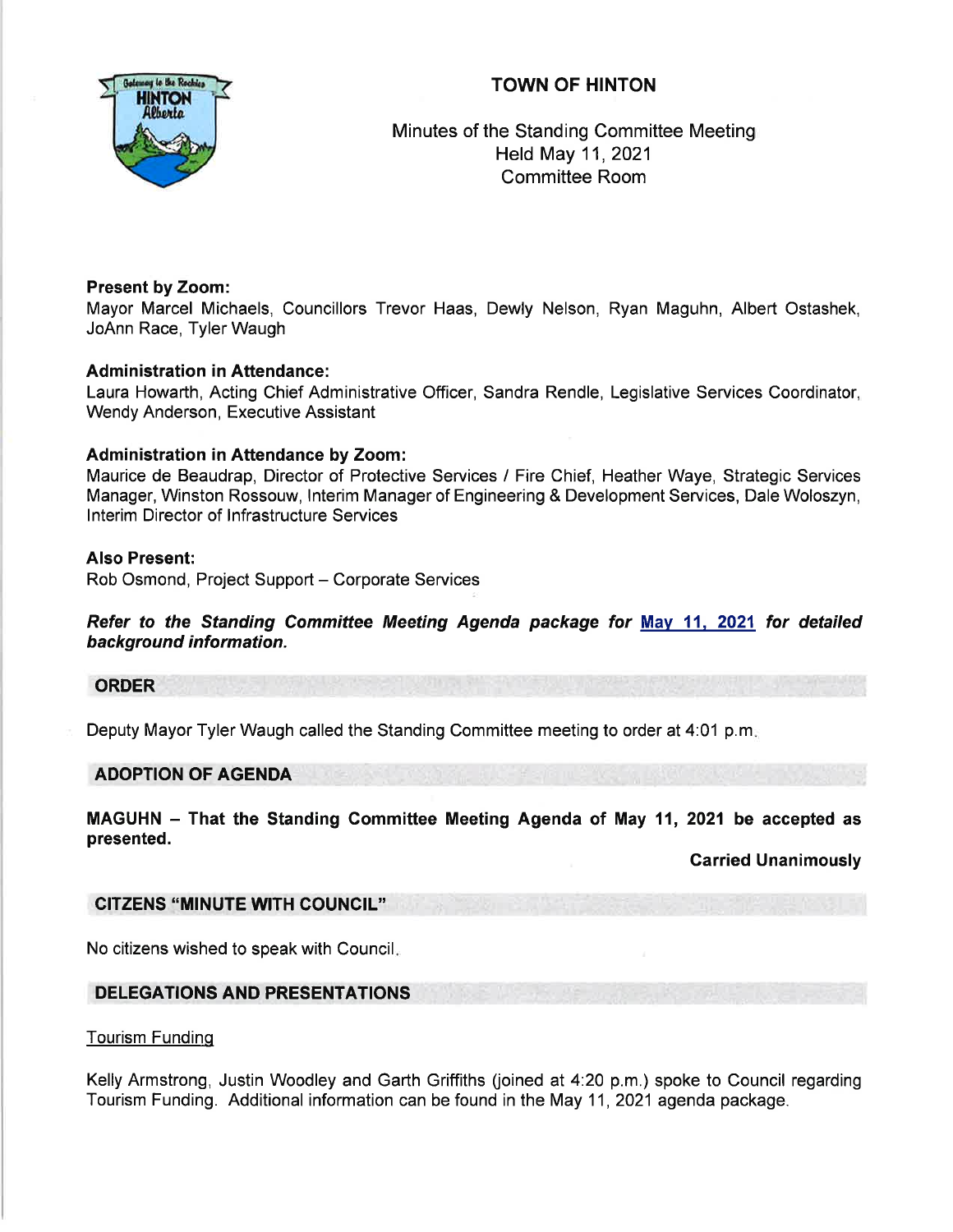# TOWN OF HINTON

Minutes of the Standing Committee Meeting
Held May 11, 2021
Committee Room

**Present by Zoom:**
Mayor Marcel Michaels, Councillors Trevor Haas, Dewly Nelson, Ryan Maguhn, Albert Ostashek, JoAnn Race, Tyler Waugh

**Administration in Attendance:**
Laura Howarth, Acting Chief Administrative Officer, Sandra Rendle, Legislative Services Coordinator, Wendy Anderson, Executive Assistant

**Administration in Attendance by Zoom:**
Maurice de Beaudrap, Director of Protective Services / Fire Chief, Heather Waye, Strategic Services Manager, Winston Rossouw, Interim Manager of Engineering & Development Services, Dale Woloszyn, Interim Director of Infrastructure Services

**Also Present:**
Rob Osmond, Project Support – Corporate Services

***Refer to the Standing Committee Meeting Agenda package for May 11, 2021 for detailed background information.***

## ORDER

Deputy Mayor Tyler Waugh called the Standing Committee meeting to order at 4:01 p.m.

## ADOPTION OF AGENDA

**MAGUHN – That the Standing Committee Meeting Agenda of May 11, 2021 be accepted as presented.**

**Carried Unanimously**

## CITIZENS "MINUTE WITH COUNCIL"

No citizens wished to speak with Council.

## DELEGATIONS AND PRESENTATIONS

Tourism Funding

Kelly Armstrong, Justin Woodley and Garth Griffiths (joined at 4:20 p.m.) spoke to Council regarding Tourism Funding. Additional information can be found in the May 11, 2021 agenda package.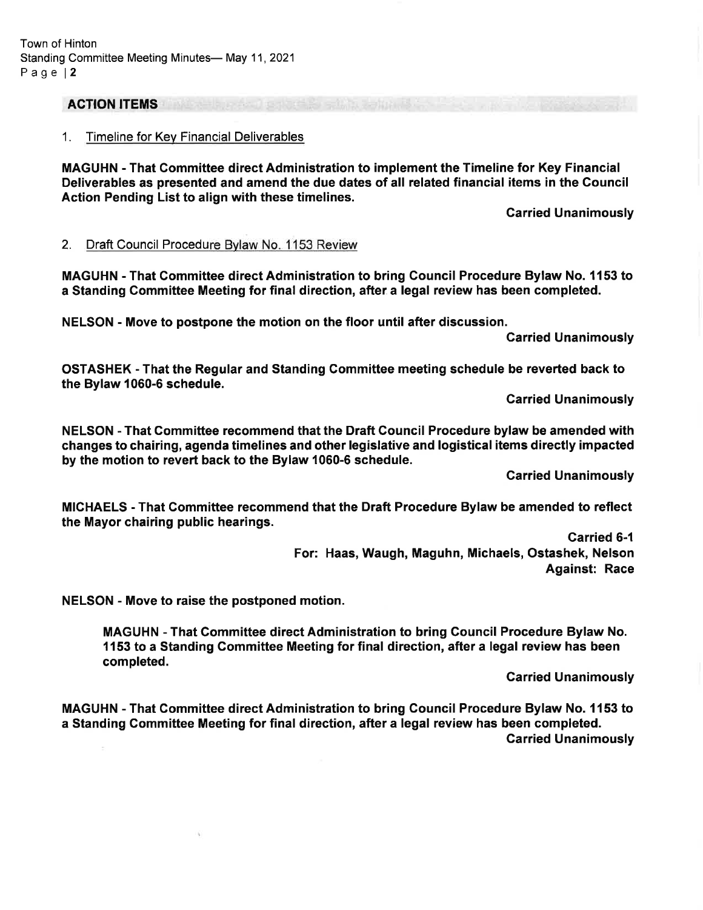## ACTION ITEMS

1. Timeline for Key Financial Deliverables

**MAGUHN - That Committee direct Administration to implement the Timeline for Key Financial Deliverables as presented and amend the due dates of all related financial items in the Council Action Pending List to align with these timelines.**

**Carried Unanimously**

2. Draft Council Procedure Bylaw No. 1153 Review

**MAGUHN - That Committee direct Administration to bring Council Procedure Bylaw No. 1153 to a Standing Committee Meeting for final direction, after a legal review has been completed.**

**NELSON - Move to postpone the motion on the floor until after discussion.**

**Carried Unanimously**

**OSTASHEK - That the Regular and Standing Committee meeting schedule be reverted back to the Bylaw 1060-6 schedule.**

**Carried Unanimously**

**NELSON - That Committee recommend that the Draft Council Procedure bylaw be amended with changes to chairing, agenda timelines and other legislative and logistical items directly impacted by the motion to revert back to the Bylaw 1060-6 schedule.**

**Carried Unanimously**

**MICHAELS - That Committee recommend that the Draft Procedure Bylaw be amended to reflect the Mayor chairing public hearings.**

**Carried 6-1**
**For: Haas, Waugh, Maguhn, Michaels, Ostashek, Nelson**
**Against: Race**

**NELSON - Move to raise the postponed motion.**

> **MAGUHN - That Committee direct Administration to bring Council Procedure Bylaw No. 1153 to a Standing Committee Meeting for final direction, after a legal review has been completed.**

**Carried Unanimously**

**MAGUHN - That Committee direct Administration to bring Council Procedure Bylaw No. 1153 to a Standing Committee Meeting for final direction, after a legal review has been completed.**

**Carried Unanimously**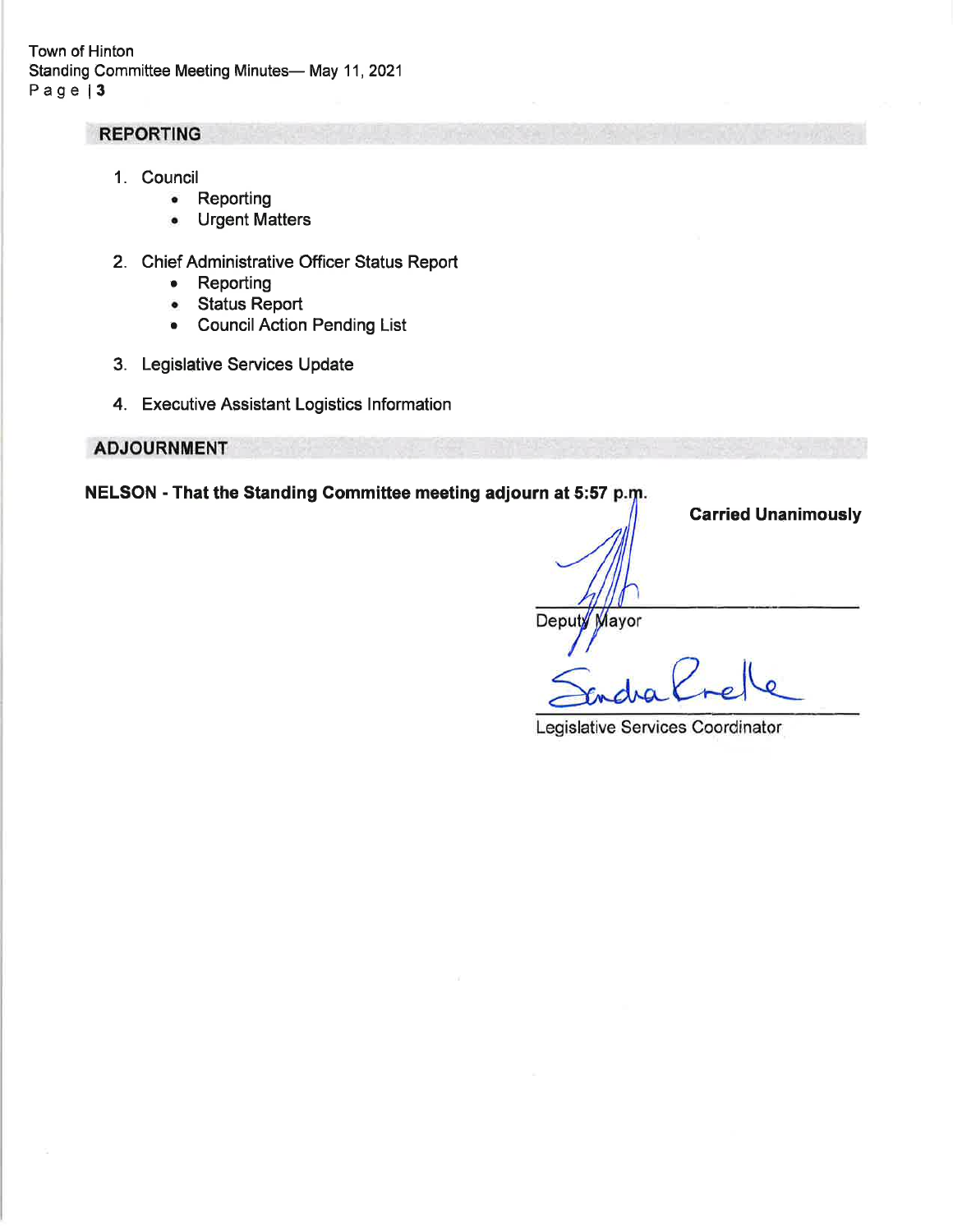## REPORTING

1. Council
    - Reporting
    - Urgent Matters

2. Chief Administrative Officer Status Report
    - Reporting
    - Status Report
    - Council Action Pending List

3. Legislative Services Update

4. Executive Assistant Logistics Information

## ADJOURNMENT

**NELSON - That the Standing Committee meeting adjourn at 5:57 p.m.**

**Carried Unanimously**

Deputy Mayor

Legislative Services Coordinator